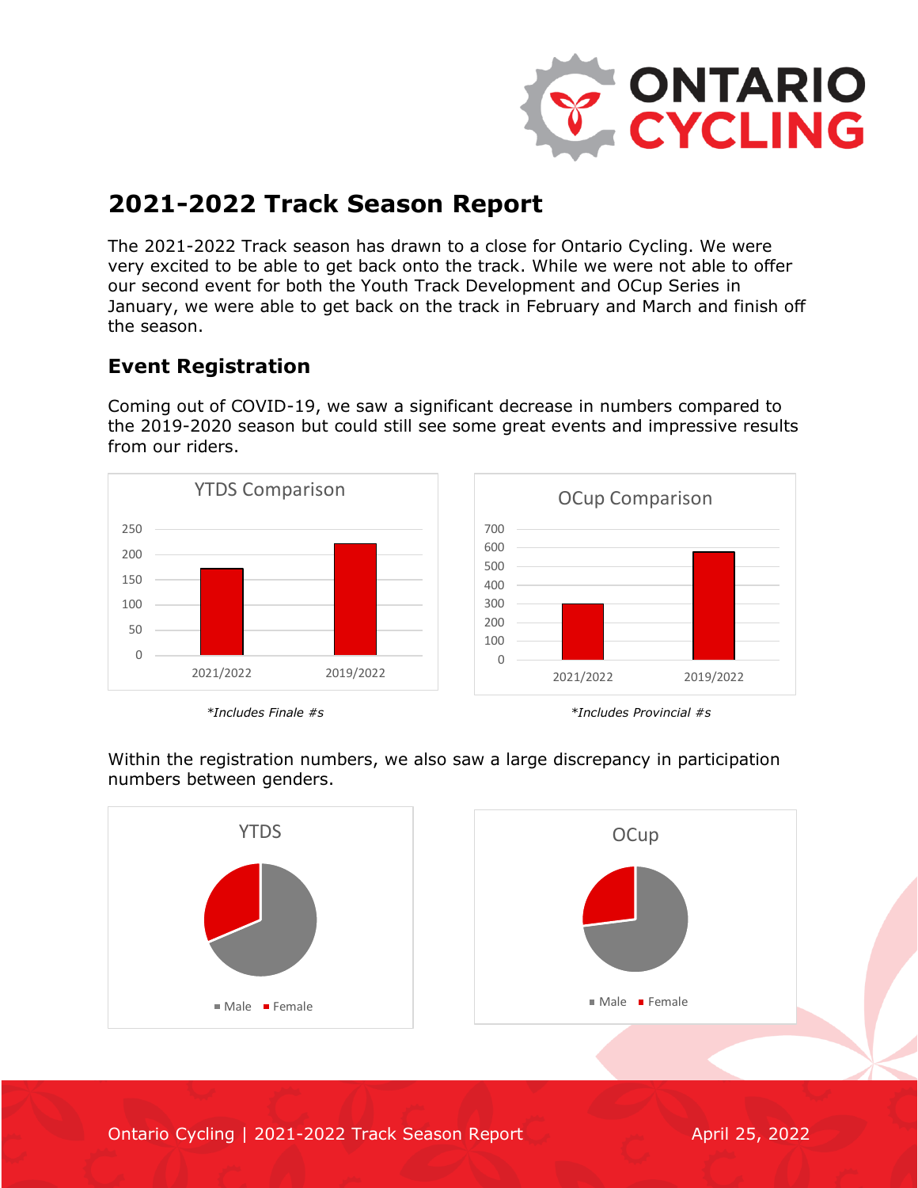# 2021-2022 Track Season Report

The 2021-2022 Track season has drawn to a close for Ontario Cycling. We were very excited to be able to get back onto the track. While we were not able to offer our second event for both the Youth Track Development and OCup Series in January, we were able to get back on the track in February and March and finish off the season.

## Event Registration

Coming out of COVID-19, we saw a significant decrease in numbers compared to the 2019-2020 season but could still see some great events and impressive results from our riders.

*\*Includes Finale #s*

*\*Includes Provincial #s*

Within the registration numbers, we also saw a large discrepancy in participation numbers between genders.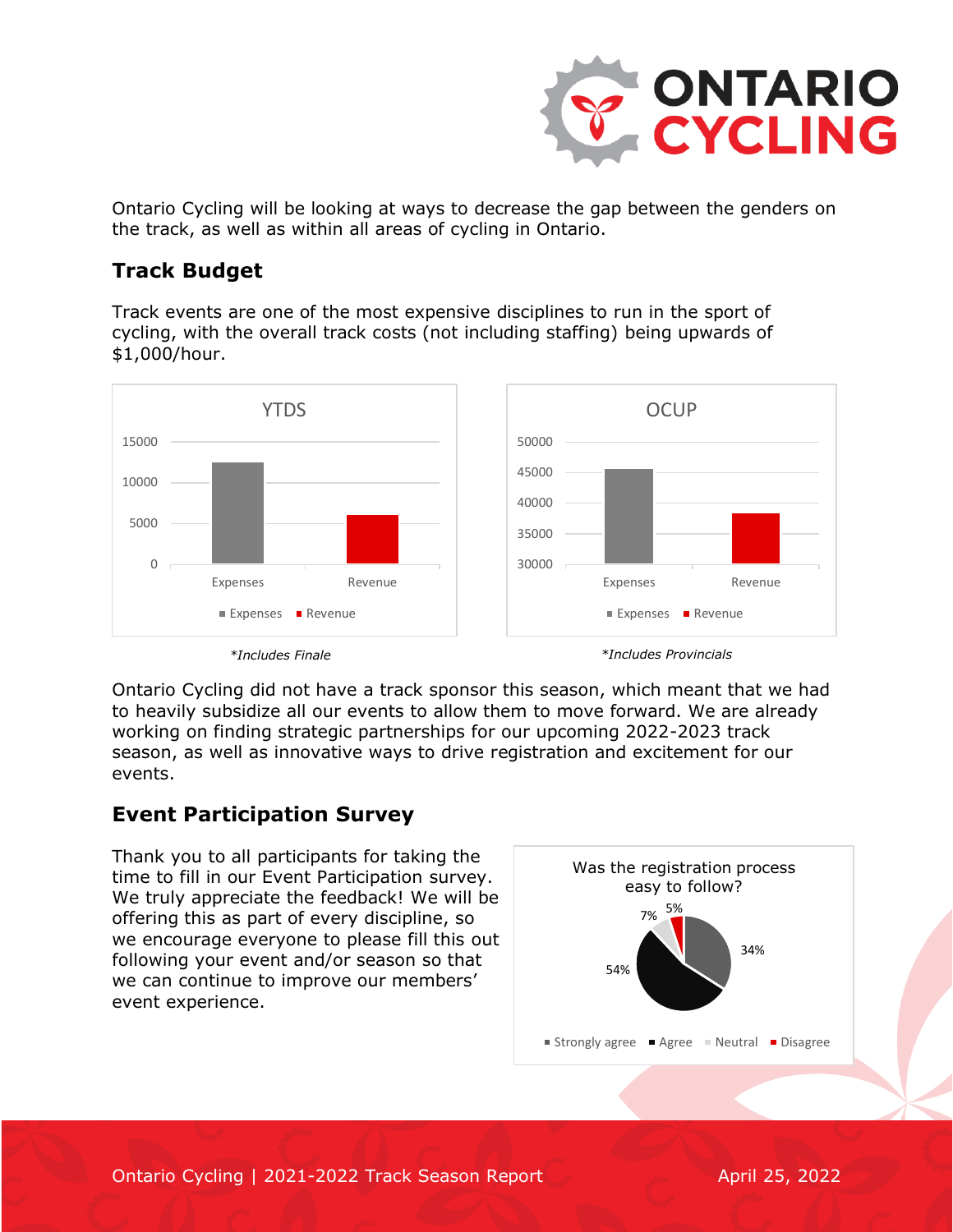Ontario Cycling will be looking at ways to decrease the gap between the genders on the track, as well as within all areas of cycling in Ontario.

## Track Budget

Track events are one of the most expensive disciplines to run in the sport of cycling, with the overall track costs (not including staffing) being upwards of $1,000/hour.

*Includes Finale

*Includes Provincials

Ontario Cycling did not have a track sponsor this season, which meant that we had to heavily subsidize all our events to allow them to move forward. We are already working on finding strategic partnerships for our upcoming 2022-2023 track season, as well as innovative ways to drive registration and excitement for our events.

## Event Participation Survey

Thank you to all participants for taking the time to fill in our Event Participation survey. We truly appreciate the feedback! We will be offering this as part of every discipline, so we encourage everyone to please fill this out following your event and/or season so that we can continue to improve our members' event experience.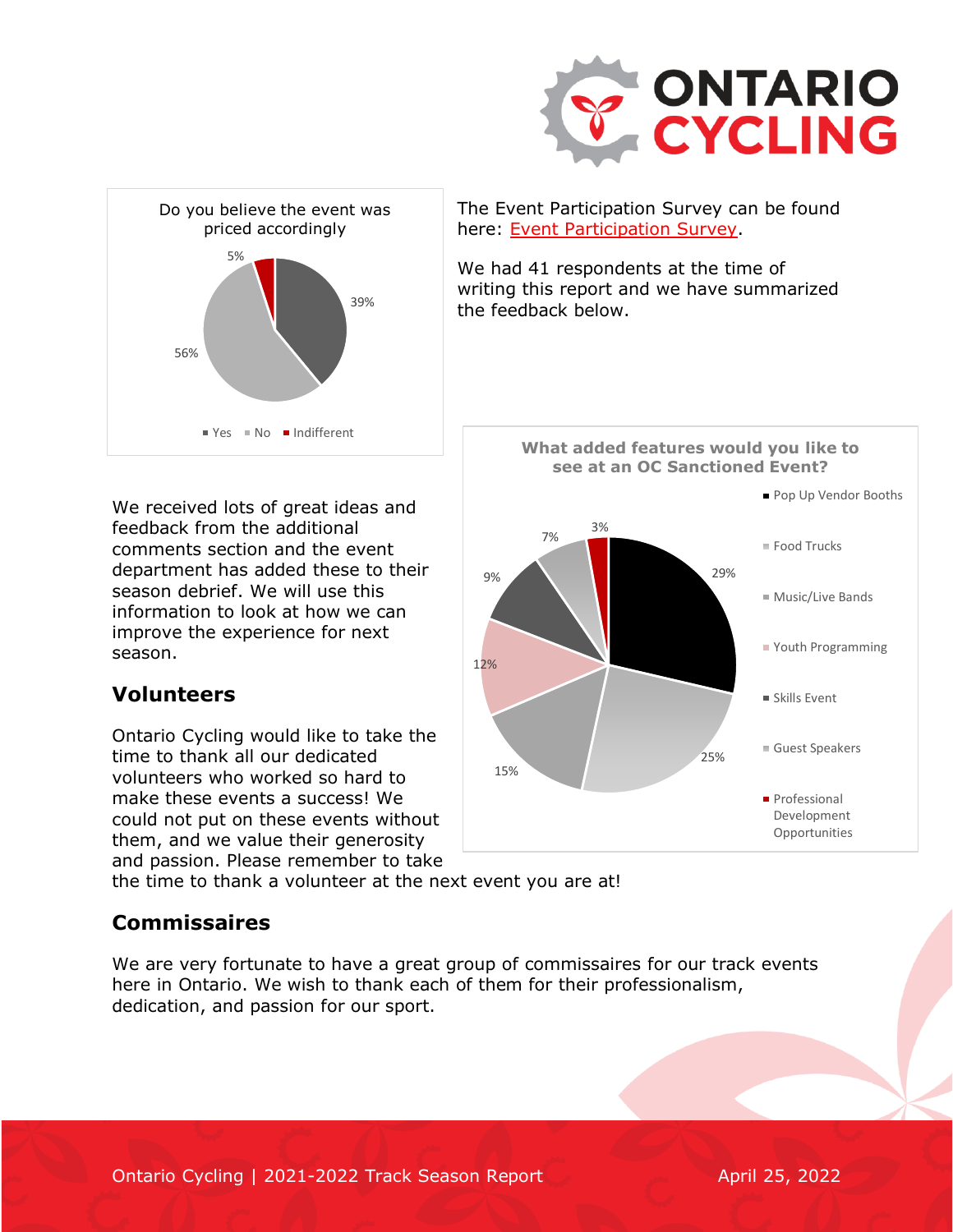**Do you believe the event was priced accordingly**

| Response | Percentage |
|---|---|
| Yes | 39% |
| No | 56% |
| Indifferent | 5% |

The Event Participation Survey can be found here: Event Participation Survey.

We had 41 respondents at the time of writing this report and we have summarized the feedback below.

**What added features would you like to see at an OC Sanctioned Event?**

| Feature | Percentage |
|---|---|
| Pop Up Vendor Booths | 29% |
| Food Trucks | 25% |
| Music/Live Bands | 15% |
| Youth Programming | 12% |
| Skills Event | 9% |
| Guest Speakers | 7% |
| Professional Development Opportunities | 3% |

We received lots of great ideas and feedback from the additional comments section and the event department has added these to their season debrief. We will use this information to look at how we can improve the experience for next season.

## Volunteers

Ontario Cycling would like to take the time to thank all our dedicated volunteers who worked so hard to make these events a success! We could not put on these events without them, and we value their generosity and passion. Please remember to take the time to thank a volunteer at the next event you are at!

## Commissaires

We are very fortunate to have a great group of commissaires for our track events here in Ontario. We wish to thank each of them for their professionalism, dedication, and passion for our sport.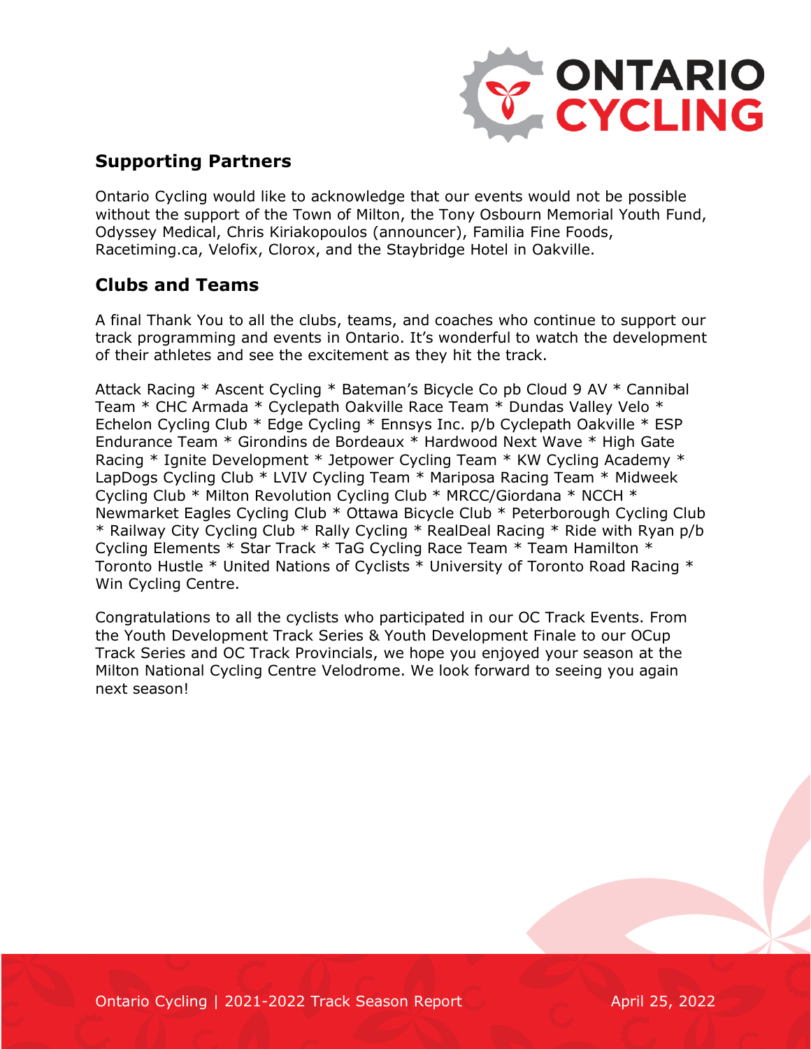## Supporting Partners

Ontario Cycling would like to acknowledge that our events would not be possible without the support of the Town of Milton, the Tony Osbourn Memorial Youth Fund, Odyssey Medical, Chris Kiriakopoulos (announcer), Familia Fine Foods, Racetiming.ca, Velofix, Clorox, and the Staybridge Hotel in Oakville.

## Clubs and Teams

A final Thank You to all the clubs, teams, and coaches who continue to support our track programming and events in Ontario. It's wonderful to watch the development of their athletes and see the excitement as they hit the track.

Attack Racing * Ascent Cycling * Bateman's Bicycle Co pb Cloud 9 AV * Cannibal Team * CHC Armada * Cyclepath Oakville Race Team * Dundas Valley Velo * Echelon Cycling Club * Edge Cycling * Ennsys Inc. p/b Cyclepath Oakville * ESP Endurance Team * Girondins de Bordeaux * Hardwood Next Wave * High Gate Racing * Ignite Development * Jetpower Cycling Team * KW Cycling Academy * LapDogs Cycling Club * LVIV Cycling Team * Mariposa Racing Team * Midweek Cycling Club * Milton Revolution Cycling Club * MRCC/Giordana * NCCH * Newmarket Eagles Cycling Club * Ottawa Bicycle Club * Peterborough Cycling Club * Railway City Cycling Club * Rally Cycling * RealDeal Racing * Ride with Ryan p/b Cycling Elements * Star Track * TaG Cycling Race Team * Team Hamilton * Toronto Hustle * United Nations of Cyclists * University of Toronto Road Racing * Win Cycling Centre.

Congratulations to all the cyclists who participated in our OC Track Events. From the Youth Development Track Series & Youth Development Finale to our OCup Track Series and OC Track Provincials, we hope you enjoyed your season at the Milton National Cycling Centre Velodrome. We look forward to seeing you again next season!